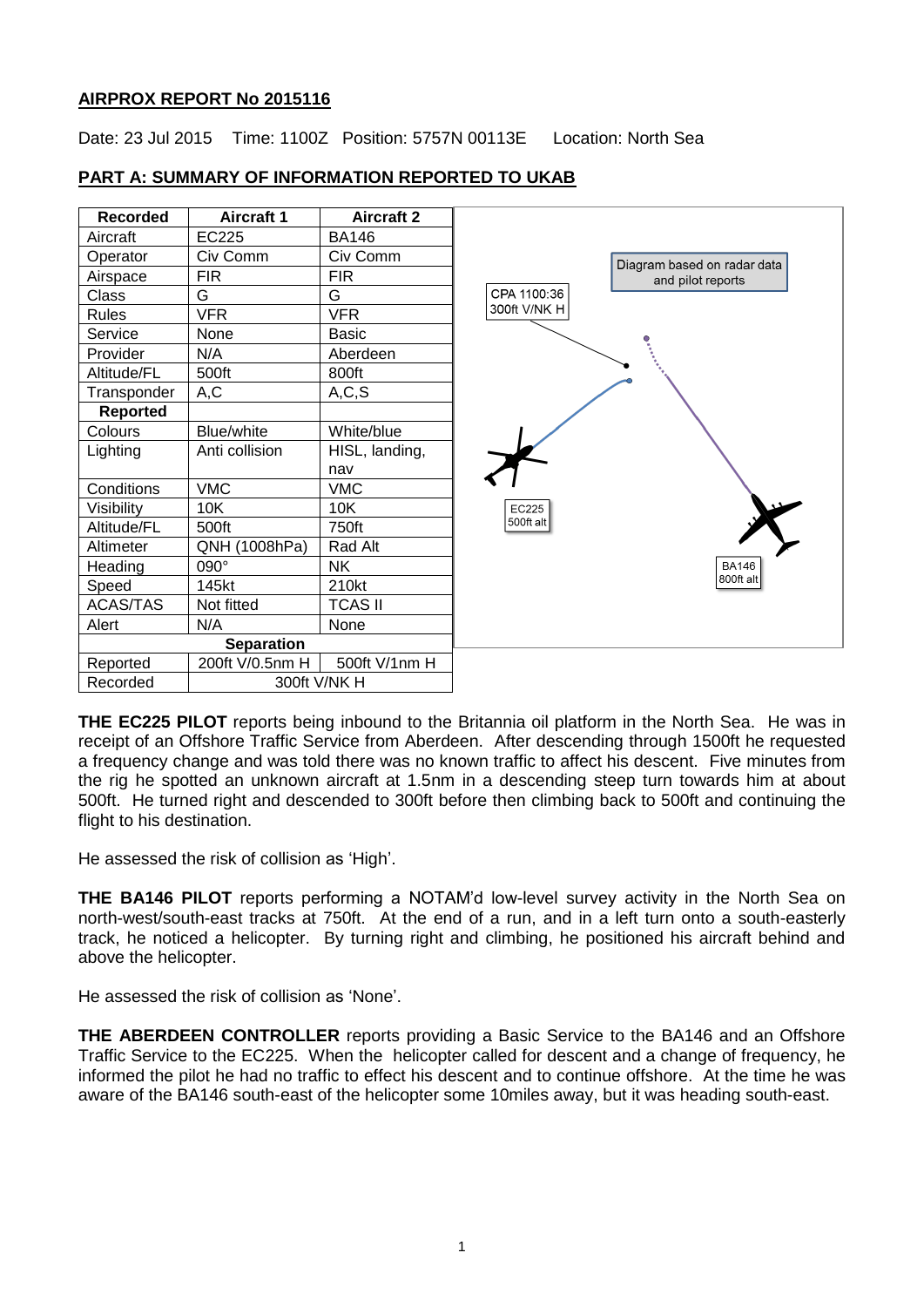**AIRPROX REPORT No 2015116**

Date: 23 Jul 2015 Time: 1100Z Position: 5757N 00113E Location: North Sea

**PART A: SUMMARY OF INFORMATION REPORTED TO UKAB**

| Recorded | Aircraft 1 | Aircraft 2 |
|---|---|---|
| Aircraft | EC225 | BA146 |
| Operator | Civ Comm | Civ Comm |
| Airspace | FIR | FIR |
| Class | G | G |
| Rules | VFR | VFR |
| Service | None | Basic |
| Provider | N/A | Aberdeen |
| Altitude/FL | 500ft | 800ft |
| Transponder | A,C | A,C,S |
| **Reported** | | |
| Colours | Blue/white | White/blue |
| Lighting | Anti collision | HISL, landing, nav |
| Conditions | VMC | VMC |
| Visibility | 10K | 10K |
| Altitude/FL | 500ft | 750ft |
| Altimeter | QNH (1008hPa) | Rad Alt |
| Heading | 090° | NK |
| Speed | 145kt | 210kt |
| ACAS/TAS | Not fitted | TCAS II |
| Alert | N/A | None |
| **Separation** | | |
| Reported | 200ft V/0.5nm H | 500ft V/1nm H |
| Recorded | 300ft V/NK H | |

Diagram based on radar data and pilot reports

CPA 1100:36 300ft V/NK H

EC225 500ft alt

BA146 800ft alt

**THE EC225 PILOT** reports being inbound to the Britannia oil platform in the North Sea. He was in receipt of an Offshore Traffic Service from Aberdeen. After descending through 1500ft he requested a frequency change and was told there was no known traffic to affect his descent. Five minutes from the rig he spotted an unknown aircraft at 1.5nm in a descending steep turn towards him at about 500ft. He turned right and descended to 300ft before then climbing back to 500ft and continuing the flight to his destination.

He assessed the risk of collision as 'High'.

**THE BA146 PILOT** reports performing a NOTAM'd low-level survey activity in the North Sea on north-west/south-east tracks at 750ft. At the end of a run, and in a left turn onto a south-easterly track, he noticed a helicopter. By turning right and climbing, he positioned his aircraft behind and above the helicopter.

He assessed the risk of collision as 'None'.

**THE ABERDEEN CONTROLLER** reports providing a Basic Service to the BA146 and an Offshore Traffic Service to the EC225. When the helicopter called for descent and a change of frequency, he informed the pilot he had no traffic to effect his descent and to continue offshore. At the time he was aware of the BA146 south-east of the helicopter some 10miles away, but it was heading south-east.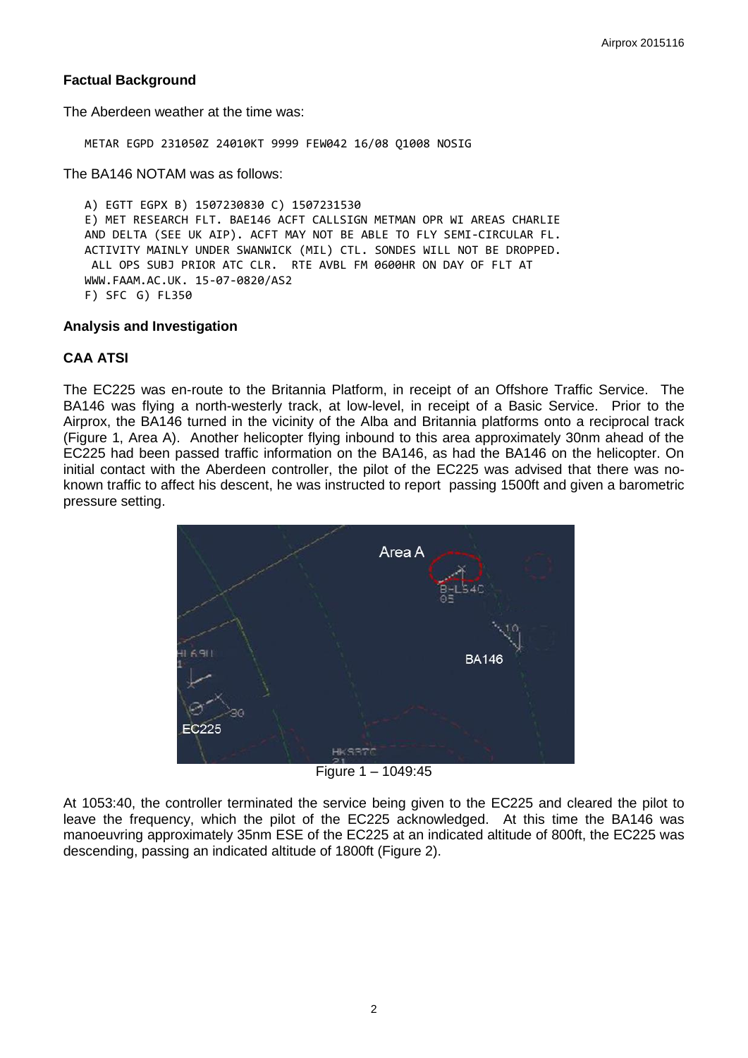### Factual Background

The Aberdeen weather at the time was:

```
METAR EGPD 231050Z 24010KT 9999 FEW042 16/08 Q1008 NOSIG
```

The BA146 NOTAM was as follows:

```
A) EGTT EGPX B) 1507230830 C) 1507231530
E) MET RESEARCH FLT. BAE146 ACFT CALLSIGN METMAN OPR WI AREAS CHARLIE
AND DELTA (SEE UK AIP). ACFT MAY NOT BE ABLE TO FLY SEMI-CIRCULAR FL.
ACTIVITY MAINLY UNDER SWANWICK (MIL) CTL. SONDES WILL NOT BE DROPPED.
 ALL OPS SUBJ PRIOR ATC CLR.  RTE AVBL FM 0600HR ON DAY OF FLT AT
WWW.FAAM.AC.UK. 15-07-0820/AS2
F) SFC  G) FL350
```

### Analysis and Investigation

### CAA ATSI

The EC225 was en-route to the Britannia Platform, in receipt of an Offshore Traffic Service. The BA146 was flying a north-westerly track, at low-level, in receipt of a Basic Service. Prior to the Airprox, the BA146 turned in the vicinity of the Alba and Britannia platforms onto a reciprocal track (Figure 1, Area A). Another helicopter flying inbound to this area approximately 30nm ahead of the EC225 had been passed traffic information on the BA146, as had the BA146 on the helicopter. On initial contact with the Aberdeen controller, the pilot of the EC225 was advised that there was no-known traffic to affect his descent, he was instructed to report passing 1500ft and given a barometric pressure setting.

Figure 1 – 1049:45

At 1053:40, the controller terminated the service being given to the EC225 and cleared the pilot to leave the frequency, which the pilot of the EC225 acknowledged. At this time the BA146 was manoeuvring approximately 35nm ESE of the EC225 at an indicated altitude of 800ft, the EC225 was descending, passing an indicated altitude of 1800ft (Figure 2).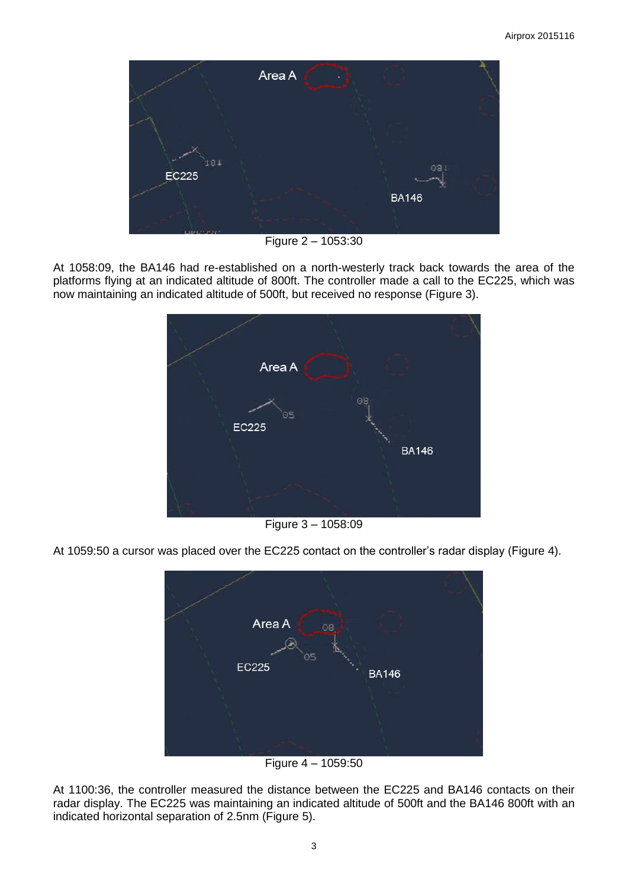Figure 2 – 1053:30

At 1058:09, the BA146 had re-established on a north-westerly track back towards the area of the platforms flying at an indicated altitude of 800ft. The controller made a call to the EC225, which was now maintaining an indicated altitude of 500ft, but received no response (Figure 3).

Figure 3 – 1058:09

At 1059:50 a cursor was placed over the EC225 contact on the controller's radar display (Figure 4).

Figure 4 – 1059:50

At 1100:36, the controller measured the distance between the EC225 and BA146 contacts on their radar display. The EC225 was maintaining an indicated altitude of 500ft and the BA146 800ft with an indicated horizontal separation of 2.5nm (Figure 5).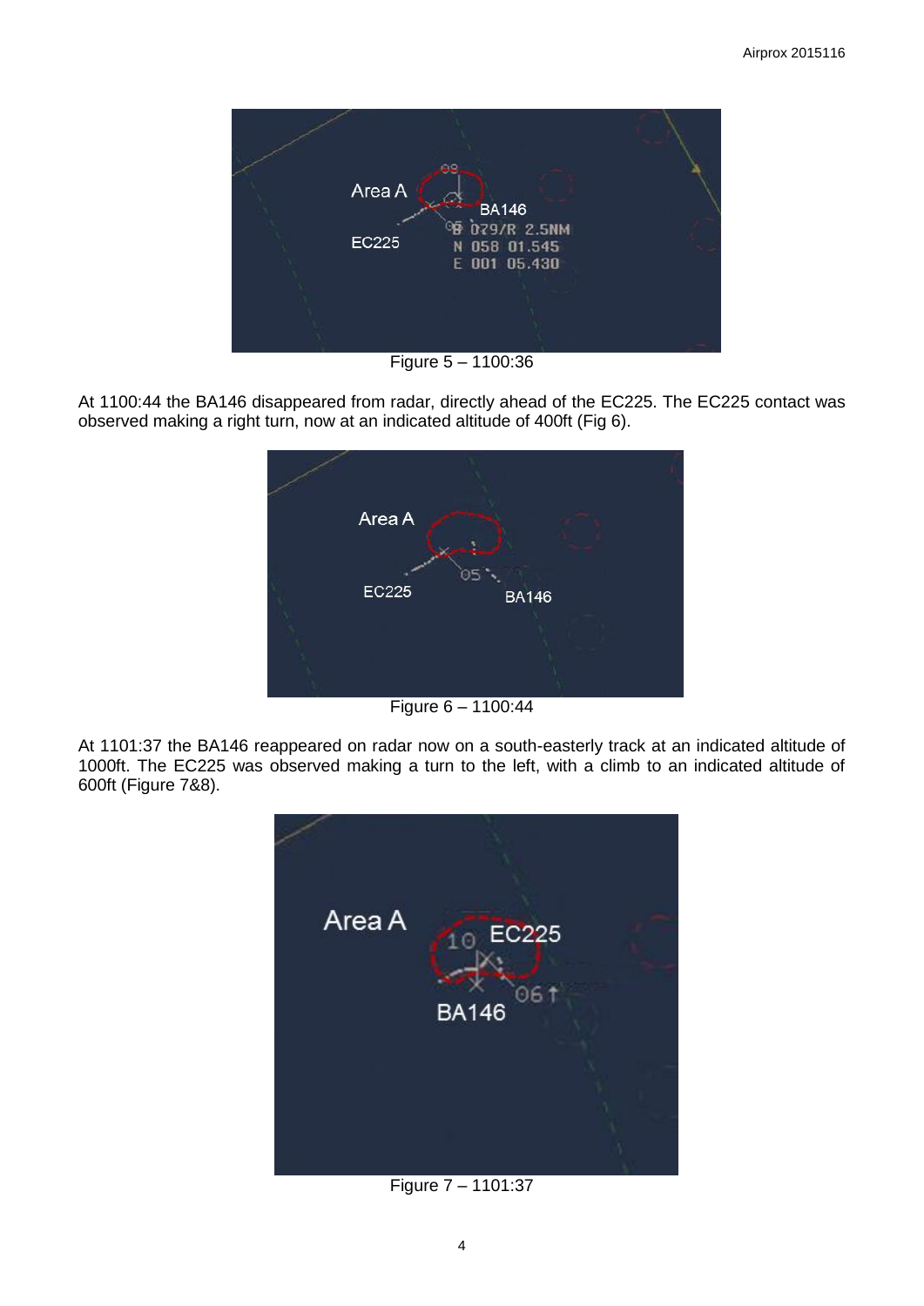Figure 5 – 1100:36

At 1100:44 the BA146 disappeared from radar, directly ahead of the EC225. The EC225 contact was observed making a right turn, now at an indicated altitude of 400ft (Fig 6).

Figure 6 – 1100:44

At 1101:37 the BA146 reappeared on radar now on a south-easterly track at an indicated altitude of 1000ft. The EC225 was observed making a turn to the left, with a climb to an indicated altitude of 600ft (Figure 7&8).

Figure 7 – 1101:37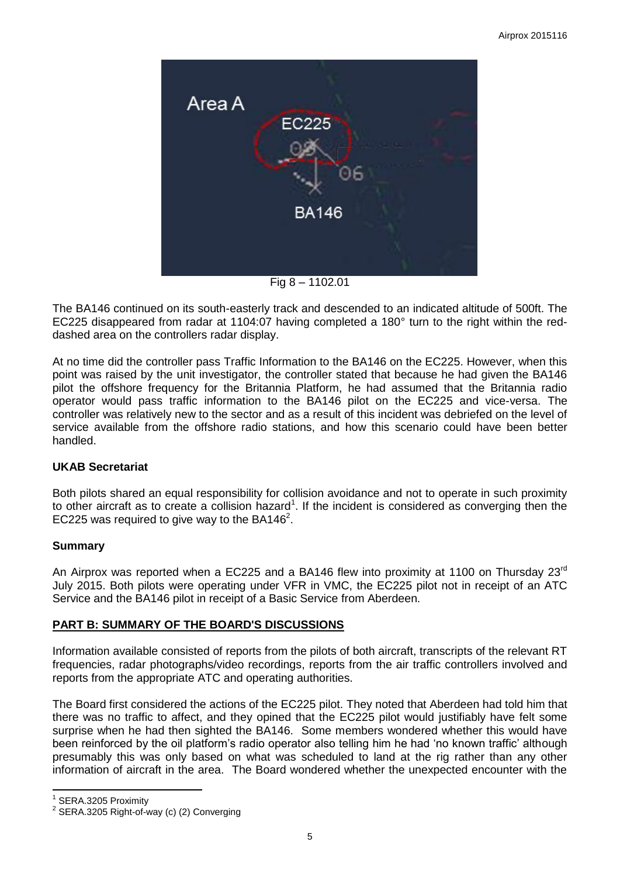Fig 8 – 1102.01

The BA146 continued on its south-easterly track and descended to an indicated altitude of 500ft. The EC225 disappeared from radar at 1104:07 having completed a 180° turn to the right within the red-dashed area on the controllers radar display.

At no time did the controller pass Traffic Information to the BA146 on the EC225. However, when this point was raised by the unit investigator, the controller stated that because he had given the BA146 pilot the offshore frequency for the Britannia Platform, he had assumed that the Britannia radio operator would pass traffic information to the BA146 pilot on the EC225 and vice-versa. The controller was relatively new to the sector and as a result of this incident was debriefed on the level of service available from the offshore radio stations, and how this scenario could have been better handled.

### UKAB Secretariat

Both pilots shared an equal responsibility for collision avoidance and not to operate in such proximity to other aircraft as to create a collision hazard[1]. If the incident is considered as converging then the EC225 was required to give way to the BA146[2].

### Summary

An Airprox was reported when a EC225 and a BA146 flew into proximity at 1100 on Thursday 23rd July 2015. Both pilots were operating under VFR in VMC, the EC225 pilot not in receipt of an ATC Service and the BA146 pilot in receipt of a Basic Service from Aberdeen.

## PART B: SUMMARY OF THE BOARD'S DISCUSSIONS

Information available consisted of reports from the pilots of both aircraft, transcripts of the relevant RT frequencies, radar photographs/video recordings, reports from the air traffic controllers involved and reports from the appropriate ATC and operating authorities.

The Board first considered the actions of the EC225 pilot. They noted that Aberdeen had told him that there was no traffic to affect, and they opined that the EC225 pilot would justifiably have felt some surprise when he had then sighted the BA146. Some members wondered whether this would have been reinforced by the oil platform's radio operator also telling him he had 'no known traffic' although presumably this was only based on what was scheduled to land at the rig rather than any other information of aircraft in the area. The Board wondered whether the unexpected encounter with the

[1] SERA.3205 Proximity

[2] SERA.3205 Right-of-way (c) (2) Converging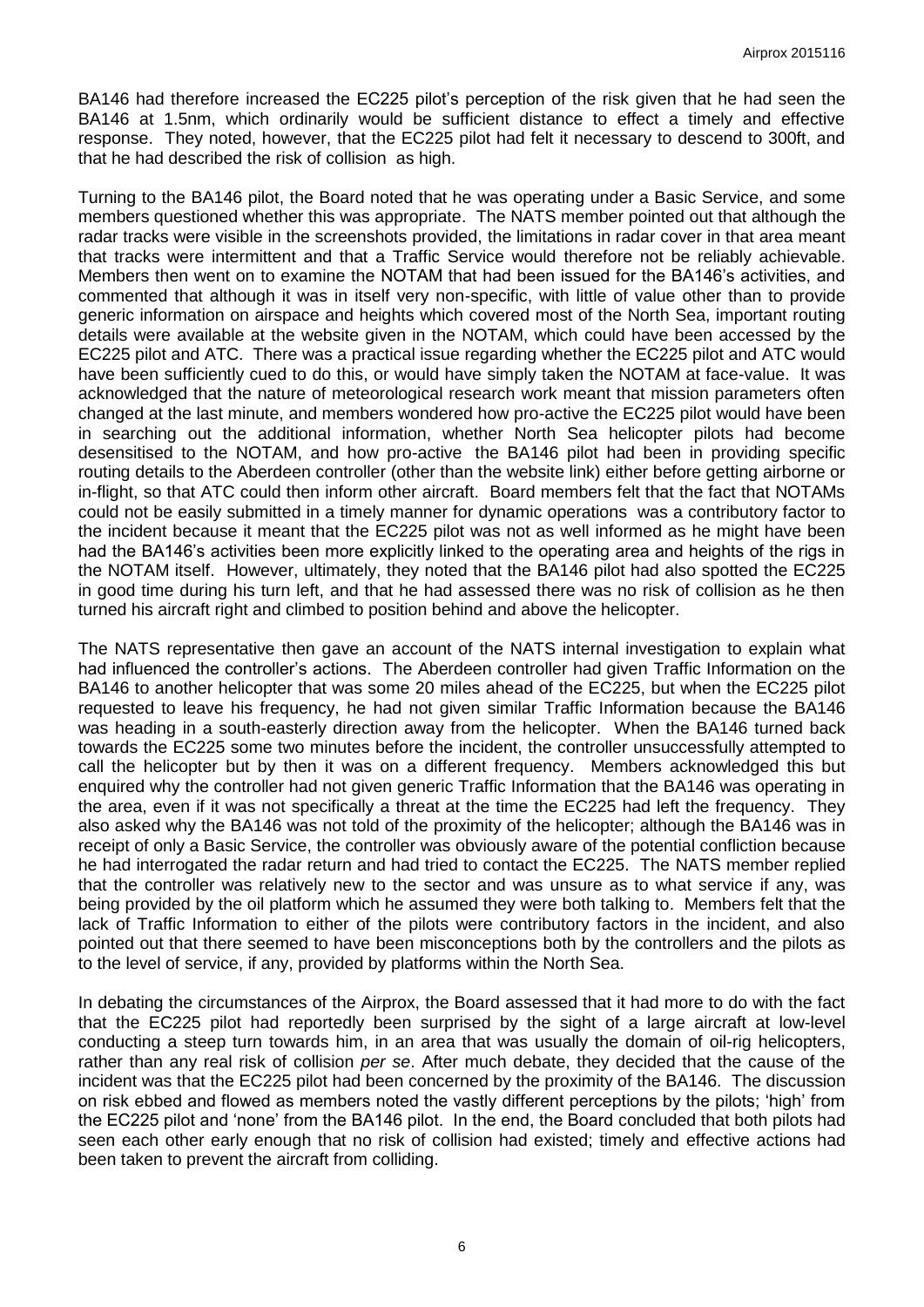BA146 had therefore increased the EC225 pilot's perception of the risk given that he had seen the BA146 at 1.5nm, which ordinarily would be sufficient distance to effect a timely and effective response. They noted, however, that the EC225 pilot had felt it necessary to descend to 300ft, and that he had described the risk of collision as high.

Turning to the BA146 pilot, the Board noted that he was operating under a Basic Service, and some members questioned whether this was appropriate. The NATS member pointed out that although the radar tracks were visible in the screenshots provided, the limitations in radar cover in that area meant that tracks were intermittent and that a Traffic Service would therefore not be reliably achievable. Members then went on to examine the NOTAM that had been issued for the BA146's activities, and commented that although it was in itself very non-specific, with little of value other than to provide generic information on airspace and heights which covered most of the North Sea, important routing details were available at the website given in the NOTAM, which could have been accessed by the EC225 pilot and ATC. There was a practical issue regarding whether the EC225 pilot and ATC would have been sufficiently cued to do this, or would have simply taken the NOTAM at face-value. It was acknowledged that the nature of meteorological research work meant that mission parameters often changed at the last minute, and members wondered how pro-active the EC225 pilot would have been in searching out the additional information, whether North Sea helicopter pilots had become desensitised to the NOTAM, and how pro-active the BA146 pilot had been in providing specific routing details to the Aberdeen controller (other than the website link) either before getting airborne or in-flight, so that ATC could then inform other aircraft. Board members felt that the fact that NOTAMs could not be easily submitted in a timely manner for dynamic operations was a contributory factor to the incident because it meant that the EC225 pilot was not as well informed as he might have been had the BA146's activities been more explicitly linked to the operating area and heights of the rigs in the NOTAM itself. However, ultimately, they noted that the BA146 pilot had also spotted the EC225 in good time during his turn left, and that he had assessed there was no risk of collision as he then turned his aircraft right and climbed to position behind and above the helicopter.

The NATS representative then gave an account of the NATS internal investigation to explain what had influenced the controller's actions. The Aberdeen controller had given Traffic Information on the BA146 to another helicopter that was some 20 miles ahead of the EC225, but when the EC225 pilot requested to leave his frequency, he had not given similar Traffic Information because the BA146 was heading in a south-easterly direction away from the helicopter. When the BA146 turned back towards the EC225 some two minutes before the incident, the controller unsuccessfully attempted to call the helicopter but by then it was on a different frequency. Members acknowledged this but enquired why the controller had not given generic Traffic Information that the BA146 was operating in the area, even if it was not specifically a threat at the time the EC225 had left the frequency. They also asked why the BA146 was not told of the proximity of the helicopter; although the BA146 was in receipt of only a Basic Service, the controller was obviously aware of the potential confliction because he had interrogated the radar return and had tried to contact the EC225. The NATS member replied that the controller was relatively new to the sector and was unsure as to what service if any, was being provided by the oil platform which he assumed they were both talking to. Members felt that the lack of Traffic Information to either of the pilots were contributory factors in the incident, and also pointed out that there seemed to have been misconceptions both by the controllers and the pilots as to the level of service, if any, provided by platforms within the North Sea.

In debating the circumstances of the Airprox, the Board assessed that it had more to do with the fact that the EC225 pilot had reportedly been surprised by the sight of a large aircraft at low-level conducting a steep turn towards him, in an area that was usually the domain of oil-rig helicopters, rather than any real risk of collision *per se*. After much debate, they decided that the cause of the incident was that the EC225 pilot had been concerned by the proximity of the BA146. The discussion on risk ebbed and flowed as members noted the vastly different perceptions by the pilots; 'high' from the EC225 pilot and 'none' from the BA146 pilot. In the end, the Board concluded that both pilots had seen each other early enough that no risk of collision had existed; timely and effective actions had been taken to prevent the aircraft from colliding.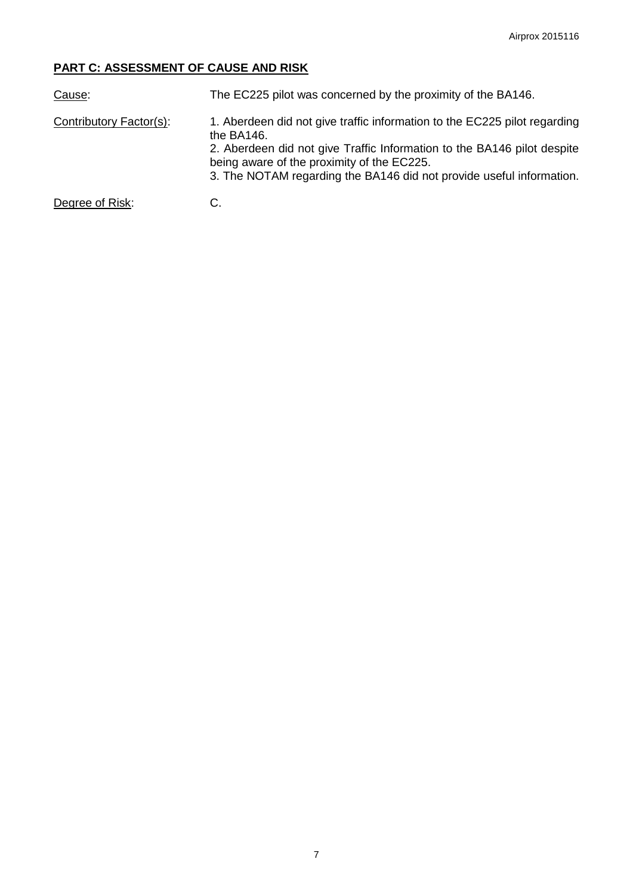## PART C: ASSESSMENT OF CAUSE AND RISK

Cause: The EC225 pilot was concerned by the proximity of the BA146.

Contributory Factor(s):

1. Aberdeen did not give traffic information to the EC225 pilot regarding the BA146.
2. Aberdeen did not give Traffic Information to the BA146 pilot despite being aware of the proximity of the EC225.
3. The NOTAM regarding the BA146 did not provide useful information.

Degree of Risk: C.